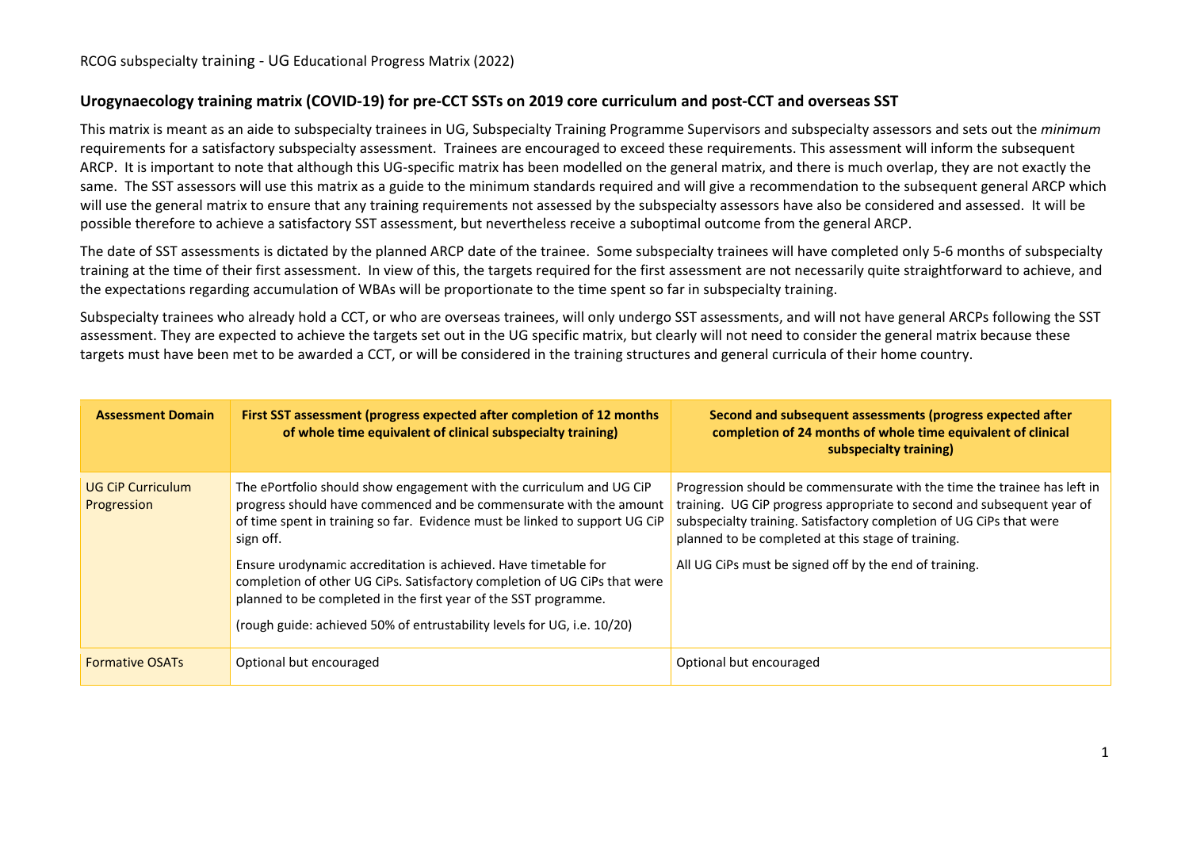RCOG subspecialty training - UG Educational Progress Matrix (2022)

## Urogynaecology training matrix (COVID-19) for pre-CCT SSTs on 2019 core curriculum and post-CCT and overseas SST

This matrix is meant as an aide to subspecialty trainees in UG, Subspecialty Training Programme Supervisors and subspecialty assessors and sets out the *minimum* requirements for a satisfactory subspecialty assessment. Trainees are encouraged to exceed these requirements. This assessment will inform the subsequent ARCP. It is important to note that although this UG-specific matrix has been modelled on the general matrix, and there is much overlap, they are not exactly the same. The SST assessors will use this matrix as a guide to the minimum standards required and will give a recommendation to the subsequent general ARCP which will use the general matrix to ensure that any training requirements not assessed by the subspecialty assessors have also be considered and assessed. It will be possible therefore to achieve a satisfactory SST assessment, but nevertheless receive a suboptimal outcome from the general ARCP.

The date of SST assessments is dictated by the planned ARCP date of the trainee. Some subspecialty trainees will have completed only 5-6 months of subspecialty training at the time of their first assessment. In view of this, the targets required for the first assessment are not necessarily quite straightforward to achieve, and the expectations regarding accumulation of WBAs will be proportionate to the time spent so far in subspecialty training.

Subspecialty trainees who already hold a CCT, or who are overseas trainees, will only undergo SST assessments, and will not have general ARCPs following the SST assessment. They are expected to achieve the targets set out in the UG specific matrix, but clearly will not need to consider the general matrix because these targets must have been met to be awarded a CCT, or will be considered in the training structures and general curricula of their home country.

| Assessment Domain | First SST assessment (progress expected after completion of 12 months of whole time equivalent of clinical subspecialty training) | Second and subsequent assessments (progress expected after completion of 24 months of whole time equivalent of clinical subspecialty training) |
|---|---|---|
| UG CiP Curriculum Progression | The ePortfolio should show engagement with the curriculum and UG CiP progress should have commenced and be commensurate with the amount of time spent in training so far. Evidence must be linked to support UG CiP sign off.<br><br>Ensure urodynamic accreditation is achieved. Have timetable for completion of other UG CiPs. Satisfactory completion of UG CiPs that were planned to be completed in the first year of the SST programme.<br><br>(rough guide: achieved 50% of entrustability levels for UG, i.e. 10/20) | Progression should be commensurate with the time the trainee has left in training. UG CiP progress appropriate to second and subsequent year of subspecialty training. Satisfactory completion of UG CiPs that were planned to be completed at this stage of training.<br><br>All UG CiPs must be signed off by the end of training. |
| Formative OSATs | Optional but encouraged | Optional but encouraged |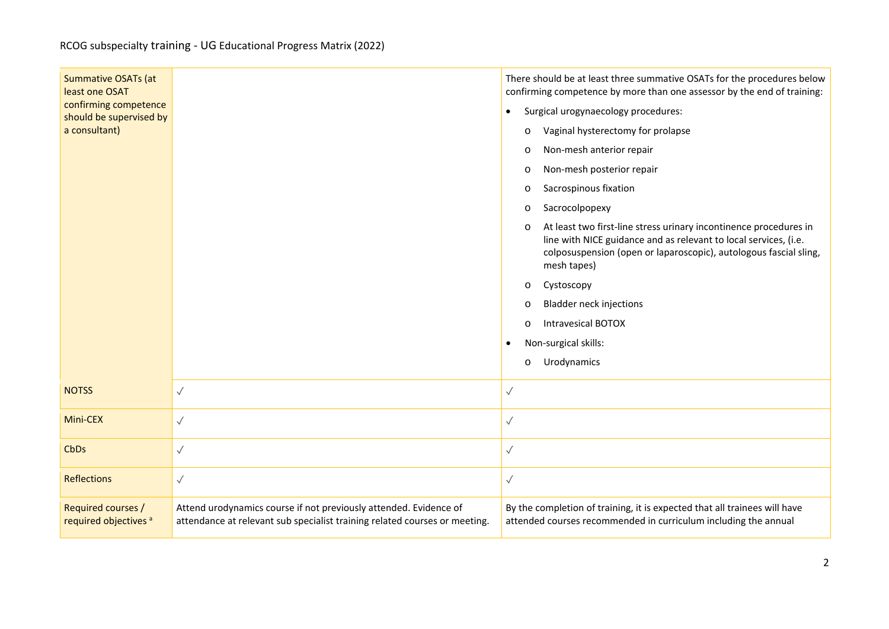| | | |
|---|---|---|
| Summative OSATs (at least one OSAT confirming competence should be supervised by a consultant) | | There should be at least three summative OSATs for the procedures below confirming competence by more than one assessor by the end of training:<br>• Surgical urogynaecology procedures:<br>o Vaginal hysterectomy for prolapse<br>o Non-mesh anterior repair<br>o Non-mesh posterior repair<br>o Sacrospinous fixation<br>o Sacrocolpopexy<br>o At least two first-line stress urinary incontinence procedures in line with NICE guidance and as relevant to local services, (i.e. colposuspension (open or laparoscopic), autologous fascial sling, mesh tapes)<br>o Cystoscopy<br>o Bladder neck injections<br>o Intravesical BOTOX<br>• Non-surgical skills:<br>o Urodynamics |
| NOTSS | √ | √ |
| Mini-CEX | √ | √ |
| CbDs | √ | √ |
| Reflections | √ | √ |
| Required courses / required objectives [a] | Attend urodynamics course if not previously attended. Evidence of attendance at relevant sub specialist training related courses or meeting. | By the completion of training, it is expected that all trainees will have attended courses recommended in curriculum including the annual |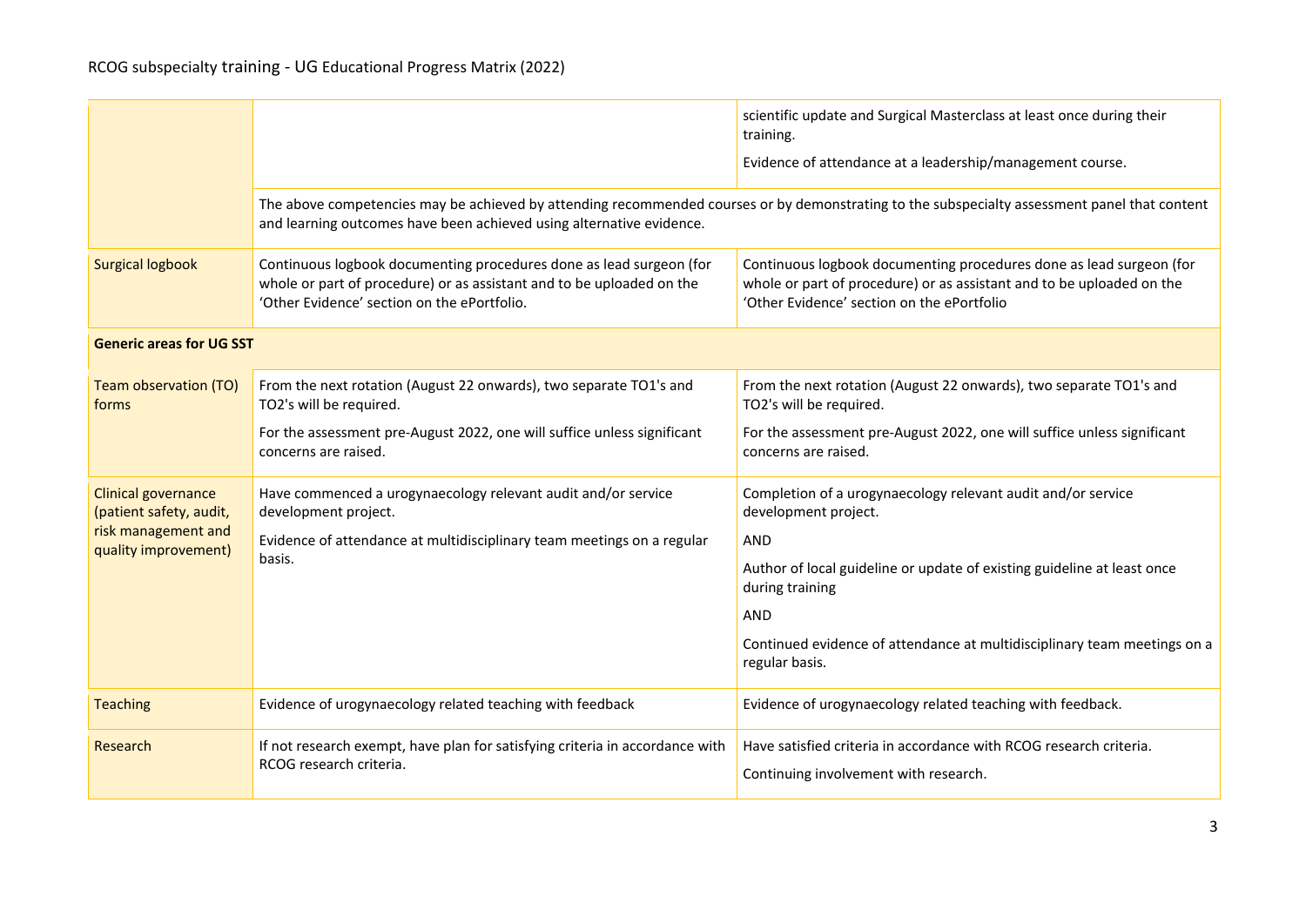| | | |
|---|---|---|
| | | scientific update and Surgical Masterclass at least once during their training.<br><br>Evidence of attendance at a leadership/management course. |
| | The above competencies may be achieved by attending recommended courses or by demonstrating to the subspecialty assessment panel that content and learning outcomes have been achieved using alternative evidence. | |
| Surgical logbook | Continuous logbook documenting procedures done as lead surgeon (for whole or part of procedure) or as assistant and to be uploaded on the 'Other Evidence' section on the ePortfolio. | Continuous logbook documenting procedures done as lead surgeon (for whole or part of procedure) or as assistant and to be uploaded on the 'Other Evidence' section on the ePortfolio |
| **Generic areas for UG SST** | | |
| Team observation (TO) forms | From the next rotation (August 22 onwards), two separate TO1's and TO2's will be required.<br><br>For the assessment pre-August 2022, one will suffice unless significant concerns are raised. | From the next rotation (August 22 onwards), two separate TO1's and TO2's will be required.<br><br>For the assessment pre-August 2022, one will suffice unless significant concerns are raised. |
| Clinical governance (patient safety, audit, risk management and quality improvement) | Have commenced a urogynaecology relevant audit and/or service development project.<br><br>Evidence of attendance at multidisciplinary team meetings on a regular basis. | Completion of a urogynaecology relevant audit and/or service development project.<br><br>AND<br><br>Author of local guideline or update of existing guideline at least once during training<br><br>AND<br><br>Continued evidence of attendance at multidisciplinary team meetings on a regular basis. |
| Teaching | Evidence of urogynaecology related teaching with feedback | Evidence of urogynaecology related teaching with feedback. |
| Research | If not research exempt, have plan for satisfying criteria in accordance with RCOG research criteria. | Have satisfied criteria in accordance with RCOG research criteria.<br><br>Continuing involvement with research. |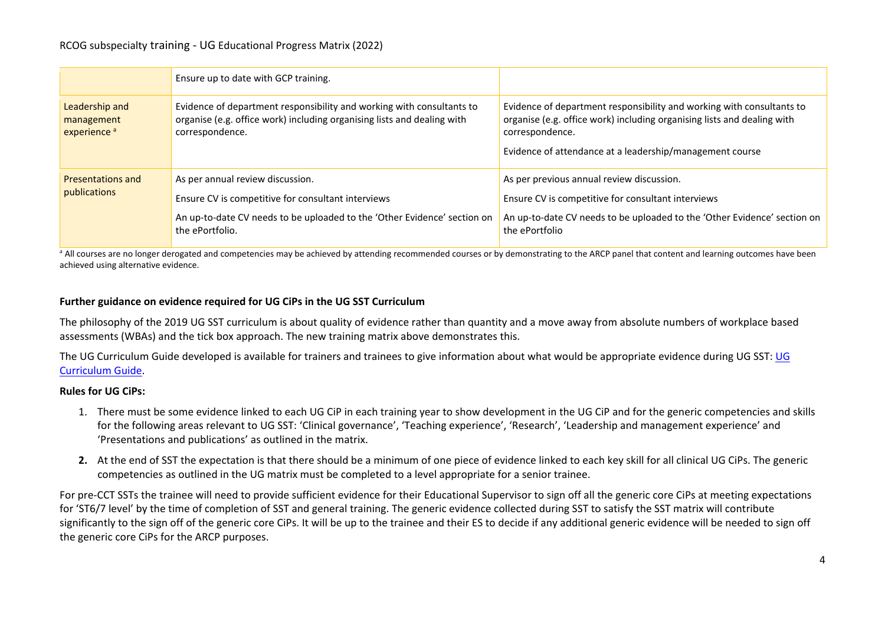| | | |
|---|---|---|
| | Ensure up to date with GCP training. | |
| Leadership and management experience [a] | Evidence of department responsibility and working with consultants to organise (e.g. office work) including organising lists and dealing with correspondence. | Evidence of department responsibility and working with consultants to organise (e.g. office work) including organising lists and dealing with correspondence.<br><br>Evidence of attendance at a leadership/management course |
| Presentations and publications | As per annual review discussion.<br><br>Ensure CV is competitive for consultant interviews<br><br>An up-to-date CV needs to be uploaded to the 'Other Evidence' section on the ePortfolio. | As per previous annual review discussion.<br><br>Ensure CV is competitive for consultant interviews<br><br>An up-to-date CV needs to be uploaded to the 'Other Evidence' section on the ePortfolio |

[a] All courses are no longer derogated and competencies may be achieved by attending recommended courses or by demonstrating to the ARCP panel that content and learning outcomes have been achieved using alternative evidence.

**Further guidance on evidence required for UG CiPs in the UG SST Curriculum**

The philosophy of the 2019 UG SST curriculum is about quality of evidence rather than quantity and a move away from absolute numbers of workplace based assessments (WBAs) and the tick box approach. The new training matrix above demonstrates this.

The UG Curriculum Guide developed is available for trainers and trainees to give information about what would be appropriate evidence during UG SST: UG Curriculum Guide.

**Rules for UG CiPs:**

1. There must be some evidence linked to each UG CiP in each training year to show development in the UG CiP and for the generic competencies and skills for the following areas relevant to UG SST: 'Clinical governance', 'Teaching experience', 'Research', 'Leadership and management experience' and 'Presentations and publications' as outlined in the matrix.
2. At the end of SST the expectation is that there should be a minimum of one piece of evidence linked to each key skill for all clinical UG CiPs. The generic competencies as outlined in the UG matrix must be completed to a level appropriate for a senior trainee.

For pre-CCT SSTs the trainee will need to provide sufficient evidence for their Educational Supervisor to sign off all the generic core CiPs at meeting expectations for 'ST6/7 level' by the time of completion of SST and general training. The generic evidence collected during SST to satisfy the SST matrix will contribute significantly to the sign off of the generic core CiPs. It will be up to the trainee and their ES to decide if any additional generic evidence will be needed to sign off the generic core CiPs for the ARCP purposes.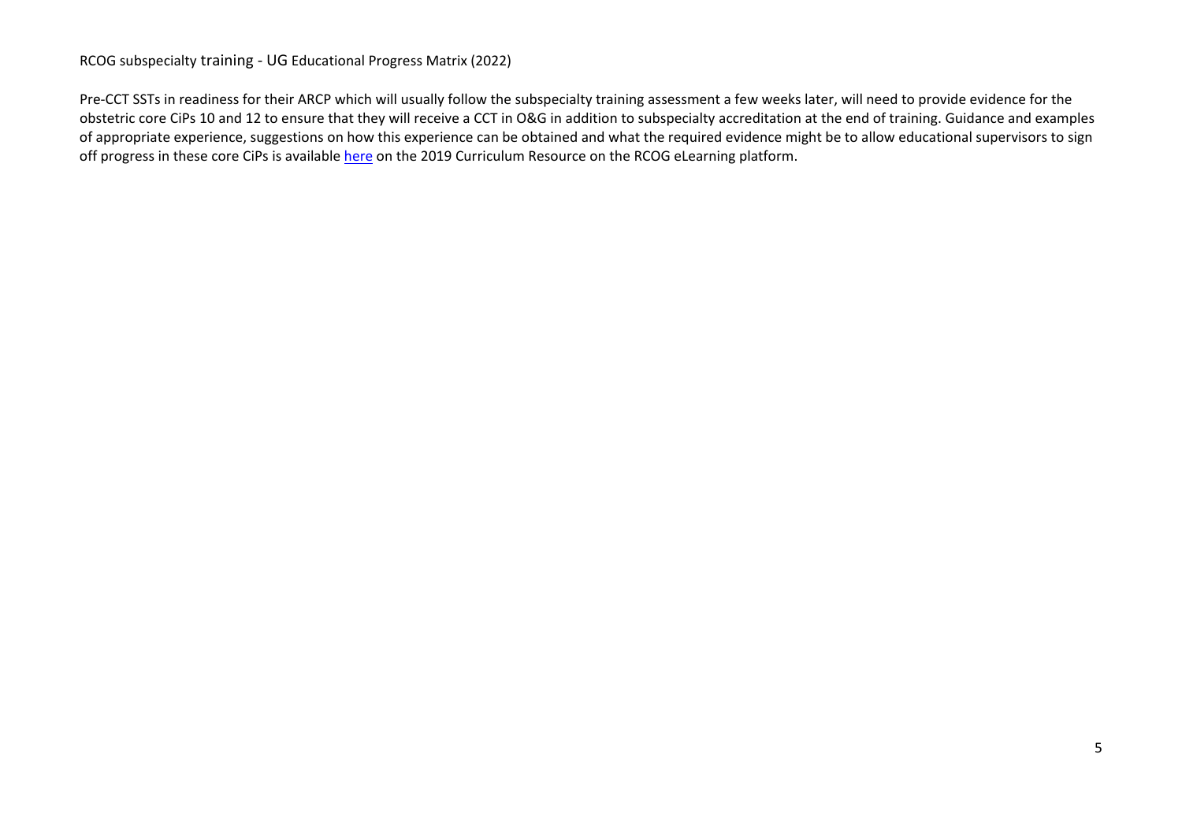RCOG subspecialty training - UG Educational Progress Matrix (2022)

Pre-CCT SSTs in readiness for their ARCP which will usually follow the subspecialty training assessment a few weeks later, will need to provide evidence for the obstetric core CiPs 10 and 12 to ensure that they will receive a CCT in O&G in addition to subspecialty accreditation at the end of training. Guidance and examples of appropriate experience, suggestions on how this experience can be obtained and what the required evidence might be to allow educational supervisors to sign off progress in these core CiPs is available here on the 2019 Curriculum Resource on the RCOG eLearning platform.